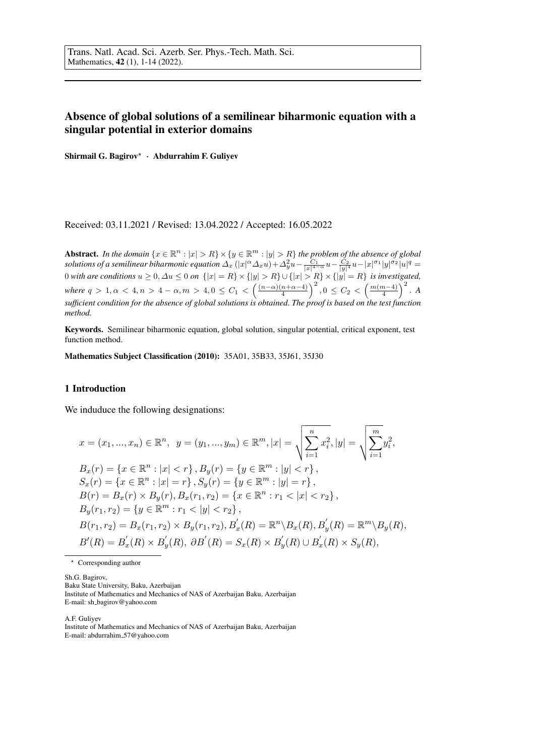Trans. Natl. Acad. Sci. Azerb. Ser. Phys.-Tech. Math. Sci.
Mathematics, **42** (1), 1-14 (2022).

# Absence of global solutions of a semilinear biharmonic equation with a singular potential in exterior domains

**Shirmail G. Bagirov*** · **Abdurrahim F. Guliyev**

Received: 03.11.2021 / Revised: 13.04.2022 / Accepted: 16.05.2022

**Abstract.** *In the domain $\{x \in \mathbb{R}^n : |x| > R\} \times \{y \in \mathbb{R}^m : |y| > R\}$ the problem of the absence of global solutions of a semilinear biharmonic equation $\Delta_x (|x|^\alpha \Delta_x u) + \Delta_y^2 u - \frac{C_1}{|x|^{4-\alpha}} u - \frac{C_2}{|y|^4} u - |x|^{\sigma_1} |y|^{\sigma_2} |u|^q = 0$ with are conditions $u \geq 0, \Delta u \leq 0$ on $\{|x| = R\} \times \{|y| > R\} \cup \{|x| > R\} \times \{|y| = R\}$ is investigated, where $q > 1, \alpha < 4, n > 4 - \alpha, m > 4, 0 \leq C_1 < \left(\frac{(n-\alpha)(n+\alpha-4)}{4}\right)^2, 0 \leq C_2 < \left(\frac{m(m-4)}{4}\right)^2$. A sufficient condition for the absence of global solutions is obtained. The proof is based on the test function method.*

**Keywords.** Semilinear biharmonic equation, global solution, singular potential, critical exponent, test function method.

**Mathematics Subject Classification (2010):** 35A01, 35B33, 35J61, 35J30

## 1 Introduction

We induduce the following designations:

$$
\begin{aligned}
& x = (x_1, ..., x_n) \in \mathbb{R}^n, \ \ y = (y_1, ..., y_m) \in \mathbb{R}^m, |x| = \sqrt{\sum_{i=1}^{n} x_i^2}, |y| = \sqrt{\sum_{i=1}^{m} y_i^2}, \\
& B_x(r) = \{x \in \mathbb{R}^n : |x| < r\}, B_y(r) = \{y \in \mathbb{R}^m : |y| < r\}, \\
& S_x(r) = \{x \in \mathbb{R}^n : |x| = r\}, S_y(r) = \{y \in \mathbb{R}^m : |y| = r\}, \\
& B(r) = B_x(r) \times B_y(r), B_x(r_1, r_2) = \{x \in \mathbb{R}^n : r_1 < |x| < r_2\}, \\
& B_y(r_1, r_2) = \{y \in \mathbb{R}^m : r_1 < |y| < r_2\}, \\
& B(r_1, r_2) = B_x(r_1, r_2) \times B_y(r_1, r_2), B_x^{'}(R) = \mathbb{R}^n \backslash B_x(R), B_y^{'}(R) = \mathbb{R}^m \backslash B_y(R), \\
& B'(R) = B_x^{'}(R) \times B_y^{'}(R), \ \partial B^{'}(R) = S_x(R) \times B_y^{'}(R) \cup B_x^{'}(R) \times S_y(R),
\end{aligned}
$$

---

* Corresponding author

Sh.G. Bagirov,
Baku State University, Baku, Azerbaijan
Institute of Mathematics and Mechanics of NAS of Azerbaijan Baku, Azerbaijan
E-mail: sh_bagirov@yahoo.com

A.F. Guliyev
Institute of Mathematics and Mechanics of NAS of Azerbaijan Baku, Azerbaijan
E-mail: abdurrahim_57@yahoo.com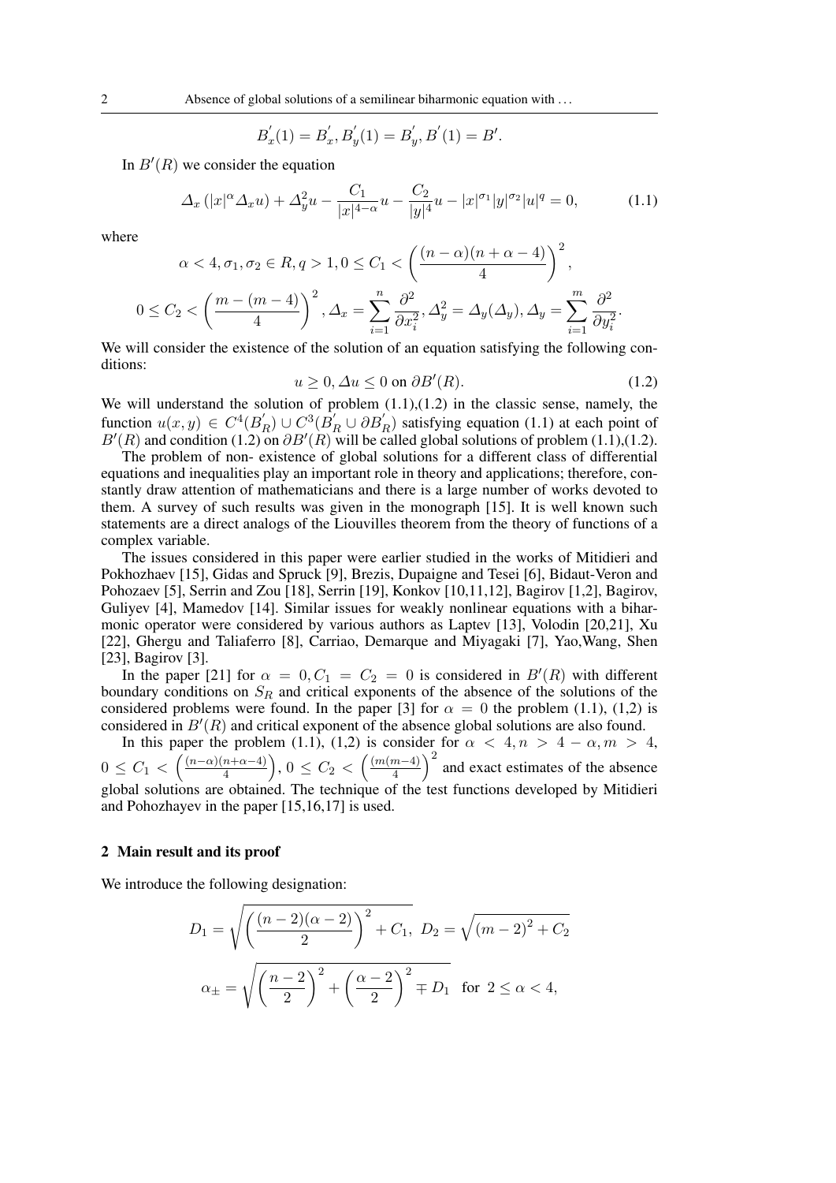$$B_x^{'}(1) = B_x^{'}, B_y^{'}(1) = B_y^{'}, B^{'}(1) = B'.$$

In $B'(R)$ we consider the equation

$$\Delta_x \left(|x|^{\alpha} \Delta_x u\right) + \Delta_y^2 u - \frac{C_1}{|x|^{4-\alpha}} u - \frac{C_2}{|y|^4} u - |x|^{\sigma_1} |y|^{\sigma_2} |u|^q = 0, \tag{1.1}$$

where

$$\alpha < 4, \sigma_1, \sigma_2 \in R, q > 1, 0 \leq C_1 < \left(\frac{(n-\alpha)(n+\alpha-4)}{4}\right)^2,$$

$$0 \leq C_2 < \left(\frac{m-(m-4)}{4}\right)^2, \Delta_x = \sum_{i=1}^{n} \frac{\partial^2}{\partial x_i^2}, \Delta_y^2 = \Delta_y(\Delta_y), \Delta_y = \sum_{i=1}^{m} \frac{\partial^2}{\partial y_i^2}.$$

We will consider the existence of the solution of an equation satisfying the following conditions:

$$u \geq 0, \Delta u \leq 0 \text{ on } \partial B'(R). \tag{1.2}$$

We will understand the solution of problem (1.1),(1.2) in the classic sense, namely, the function $u(x, y) \in C^4(B_R^{'}) \cup C^3(B_R^{'} \cup \partial B_R^{'})$ satisfying equation (1.1) at each point of $B'(R)$ and condition (1.2) on $\partial B'(R)$ will be called global solutions of problem (1.1),(1.2).

The problem of non- existence of global solutions for a different class of differential equations and inequalities play an important role in theory and applications; therefore, constantly draw attention of mathematicians and there is a large number of works devoted to them. A survey of such results was given in the monograph [15]. It is well known such statements are a direct analogs of the Liouvilles theorem from the theory of functions of a complex variable.

The issues considered in this paper were earlier studied in the works of Mitidieri and Pokhozhaev [15], Gidas and Spruck [9], Brezis, Dupaigne and Tesei [6], Bidaut-Veron and Pohozaev [5], Serrin and Zou [18], Serrin [19], Konkov [10,11,12], Bagirov [1,2], Bagirov, Guliyev [4], Mamedov [14]. Similar issues for weakly nonlinear equations with a biharmonic operator were considered by various authors as Laptev [13], Volodin [20,21], Xu [22], Ghergu and Taliaferro [8], Carriao, Demarque and Miyagaki [7], Yao,Wang, Shen [23], Bagirov [3].

In the paper [21] for $\alpha = 0, C_1 = C_2 = 0$ is considered in $B'(R)$ with different boundary conditions on $S_R$ and critical exponents of the absence of the solutions of the considered problems were found. In the paper [3] for $\alpha = 0$ the problem (1.1), (1,2) is considered in $B'(R)$ and critical exponent of the absence global solutions are also found.

In this paper the problem (1.1), (1,2) is consider for $\alpha < 4, n > 4 - \alpha, m > 4$, $0 \leq C_1 < \left(\frac{(n-\alpha)(n+\alpha-4)}{4}\right)$, $0 \leq C_2 < \left(\frac{(m(m-4)}{4}\right)^2$ and exact estimates of the absence global solutions are obtained. The technique of the test functions developed by Mitidieri and Pohozhayev in the paper [15,16,17] is used.

## 2 Main result and its proof

We introduce the following designation:

$$D_1 = \sqrt{\left(\frac{(n-2)(\alpha-2)}{2}\right)^2 + C_1}, \; D_2 = \sqrt{(m-2)^2 + C_2}$$

$$\alpha_{\pm} = \sqrt{\left(\frac{n-2}{2}\right)^2 + \left(\frac{\alpha-2}{2}\right)^2 \mp D_1} \;\; \text{for} \;\; 2 \leq \alpha < 4,$$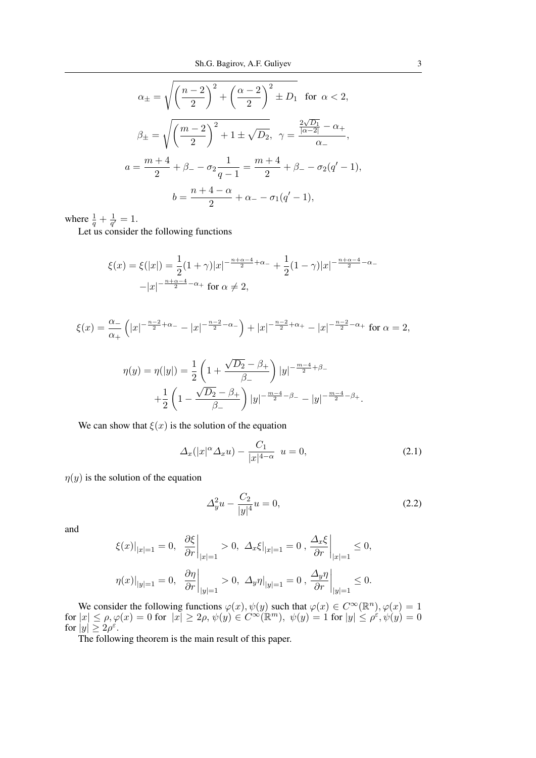$$\alpha_\pm = \sqrt{\left(\frac{n-2}{2}\right)^2 + \left(\frac{\alpha-2}{2}\right)^2 \pm D_1} \quad \text{for } \alpha < 2,$$

$$\beta_\pm = \sqrt{\left(\frac{m-2}{2}\right)^2 + 1 \pm \sqrt{D_2}}, \quad \gamma = \frac{\frac{2\sqrt{D_1}}{|\alpha-2|} - \alpha_+}{\alpha_-},$$

$$a = \frac{m+4}{2} + \beta_- - \sigma_2 \frac{1}{q-1} = \frac{m+4}{2} + \beta_- - \sigma_2(q'-1),$$

$$b = \frac{n+4-\alpha}{2} + \alpha_- - \sigma_1(q'-1),$$

where $\frac{1}{q} + \frac{1}{q'} = 1$.

Let us consider the following functions

$$\xi(x) = \xi(|x|) = \frac{1}{2}(1+\gamma)|x|^{-\frac{n+\alpha-4}{2}+\alpha_-} + \frac{1}{2}(1-\gamma)|x|^{-\frac{n+\alpha-4}{2}-\alpha_-}$$
$$-|x|^{-\frac{n+\alpha-4}{2}-\alpha_+} \text{ for } \alpha \neq 2,$$

$$\xi(x) = \frac{\alpha_-}{\alpha_+}\left(|x|^{-\frac{n-2}{2}+\alpha_-} - |x|^{-\frac{n-2}{2}-\alpha_-}\right) + |x|^{-\frac{n-2}{2}+\alpha_+} - |x|^{-\frac{n-2}{2}-\alpha_+} \text{ for } \alpha = 2,$$

$$\eta(y) = \eta(|y|) = \frac{1}{2}\left(1 + \frac{\sqrt{D_2} - \beta_+}{\beta_-}\right)|y|^{-\frac{m-4}{2}+\beta_-}$$
$$+\frac{1}{2}\left(1 - \frac{\sqrt{D_2} - \beta_+}{\beta_-}\right)|y|^{-\frac{m-4}{2}-\beta_-} - |y|^{-\frac{m-4}{2}-\beta_+}.$$

We can show that $\xi(x)$ is the solution of the equation

$$\Delta_x(|x|^\alpha \Delta_x u) - \frac{C_1}{|x|^{4-\alpha}} \; u = 0, \tag{2.1}$$

$\eta(y)$ is the solution of the equation

$$\Delta_y^2 u - \frac{C_2}{|y|^4} u = 0, \tag{2.2}$$

and

$$\xi(x)|_{|x|=1} = 0, \;\; \left.\frac{\partial \xi}{\partial r}\right|_{|x|=1} > 0, \;\; \Delta_x \xi|_{|x|=1} = 0 \;, \; \left.\frac{\Delta_x \xi}{\partial r}\right|_{|x|=1} \leq 0,$$

$$\eta(x)|_{|y|=1} = 0, \;\; \left.\frac{\partial \eta}{\partial r}\right|_{|y|=1} > 0, \;\; \Delta_y \eta|_{|y|=1} = 0 \;, \; \left.\frac{\Delta_y \eta}{\partial r}\right|_{|y|=1} \leq 0.$$

We consider the following functions $\varphi(x), \psi(y)$ such that $\varphi(x) \in C^\infty(\mathbb{R}^n), \varphi(x) = 1$ for $|x| \leq \rho, \varphi(x) = 0$ for $|x| \geq 2\rho$, $\psi(y) \in C^\infty(\mathbb{R}^m)$, $\psi(y) = 1$ for $|y| \leq \rho^\varepsilon, \psi(y) = 0$ for $|y| \geq 2\rho^\varepsilon$.

The following theorem is the main result of this paper.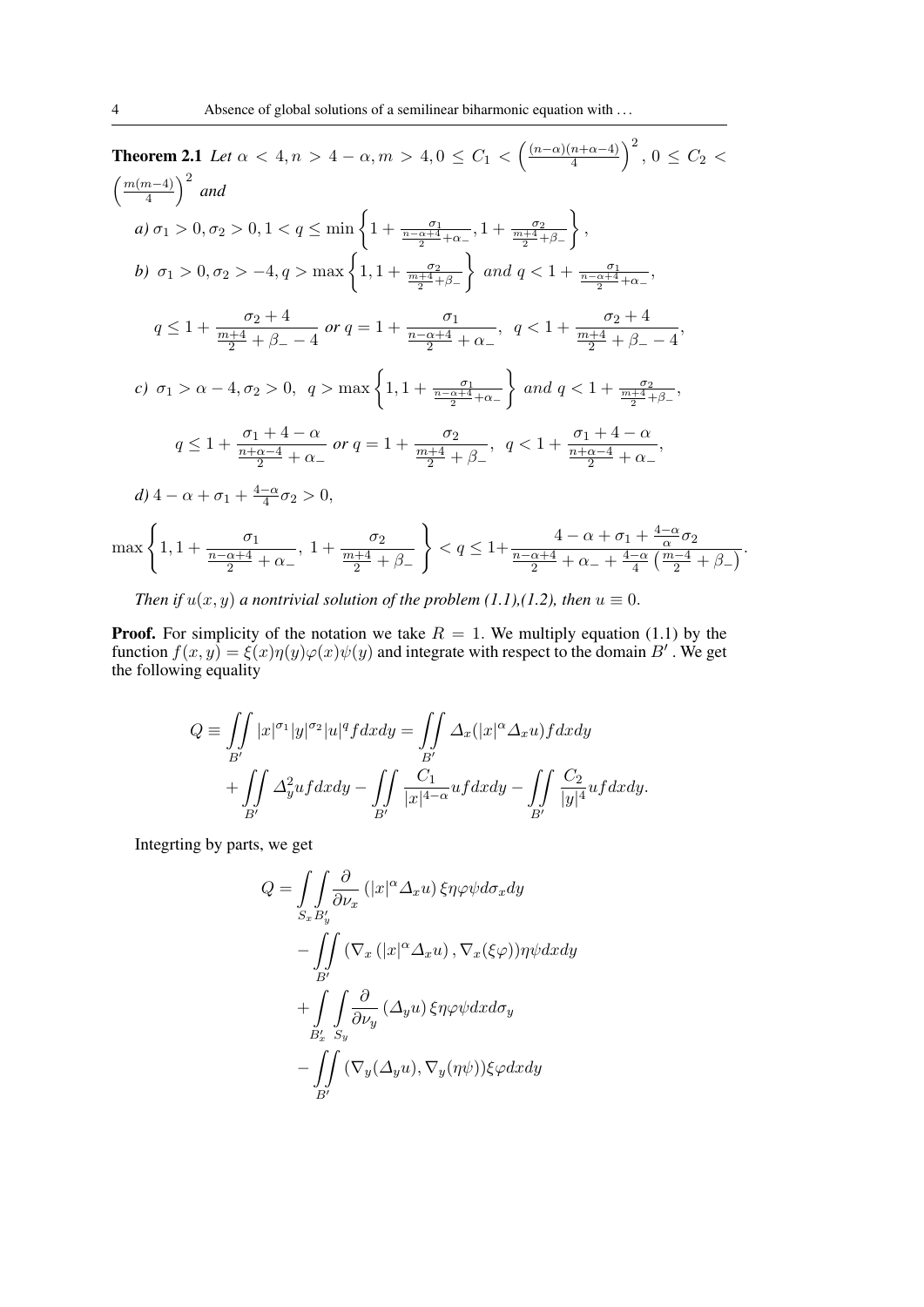**Theorem 2.1** *Let $\alpha < 4, n > 4-\alpha, m > 4, 0 \leq C_1 < \left(\frac{(n-\alpha)(n+\alpha-4)}{4}\right)^2$, $0 \leq C_2 < \left(\frac{m(m-4)}{4}\right)^2$ and*

*a)* $\sigma_1 > 0, \sigma_2 > 0, 1 < q \leq \min\left\{1 + \frac{\sigma_1}{\frac{n-\alpha+4}{2}+\alpha_-}, 1 + \frac{\sigma_2}{\frac{m+4}{2}+\beta_-}\right\}$,

*b)* $\sigma_1 > 0, \sigma_2 > -4, q > \max\left\{1, 1 + \frac{\sigma_2}{\frac{m+4}{2}+\beta_-}\right\}$ *and* $q < 1 + \frac{\sigma_1}{\frac{n-\alpha+4}{2}+\alpha_-}$,

$$q \leq 1 + \frac{\sigma_2 + 4}{\frac{m+4}{2} + \beta_- - 4} \text{ or } q = 1 + \frac{\sigma_1}{\frac{n-\alpha+4}{2} + \alpha_-}, \;\; q < 1 + \frac{\sigma_2 + 4}{\frac{m+4}{2} + \beta_- - 4},$$

*c)* $\sigma_1 > \alpha - 4, \sigma_2 > 0, \;\; q > \max\left\{1, 1 + \frac{\sigma_1}{\frac{n-\alpha+4}{2}+\alpha_-}\right\}$ *and* $q < 1 + \frac{\sigma_2}{\frac{m+4}{2}+\beta_-}$,

$$q \leq 1 + \frac{\sigma_1 + 4 - \alpha}{\frac{n+\alpha-4}{2} + \alpha_-} \text{ or } q = 1 + \frac{\sigma_2}{\frac{m+4}{2} + \beta_-}, \;\; q < 1 + \frac{\sigma_1 + 4 - \alpha}{\frac{n+\alpha-4}{2} + \alpha_-},$$

*d)* $4 - \alpha + \sigma_1 + \frac{4-\alpha}{4}\sigma_2 > 0$,

$$\max\left\{1, 1 + \frac{\sigma_1}{\frac{n-\alpha+4}{2} + \alpha_-}, \; 1 + \frac{\sigma_2}{\frac{m+4}{2} + \beta_-}\right\} < q \leq 1 + \frac{4 - \alpha + \sigma_1 + \frac{4-\alpha}{\alpha}\sigma_2}{\frac{n-\alpha+4}{2} + \alpha_- + \frac{4-\alpha}{4}\left(\frac{m-4}{2} + \beta_-\right)}.$$

*Then if $u(x,y)$ a nontrivial solution of the problem (1.1),(1.2), then $u \equiv 0$.*

**Proof.** For simplicity of the notation we take $R = 1$. We multiply equation (1.1) by the function $f(x,y) = \xi(x)\eta(y)\varphi(x)\psi(y)$ and integrate with respect to the domain $B'$. We get the following equality

$$Q \equiv \iint\limits_{B'} |x|^{\sigma_1}|y|^{\sigma_2}|u|^q f dxdy = \iint\limits_{B'} \Delta_x(|x|^\alpha \Delta_x u) f dxdy$$
$$+ \iint\limits_{B'} \Delta_y^2 u f dxdy - \iint\limits_{B'} \frac{C_1}{|x|^{4-\alpha}} u f dxdy - \iint\limits_{B'} \frac{C_2}{|y|^4} u f dxdy.$$

Integrting by parts, we get

$$Q = \int\limits_{S_x}\int\limits_{B'_y} \frac{\partial}{\partial \nu_x}\left(|x|^\alpha \Delta_x u\right)\xi\eta\varphi\psi d\sigma_x dy$$
$$- \iint\limits_{B'} \left(\nabla_x\left(|x|^\alpha \Delta_x u\right), \nabla_x(\xi\varphi)\right)\eta\psi dxdy$$
$$+ \int\limits_{B'_x}\int\limits_{S_y} \frac{\partial}{\partial \nu_y}\left(\Delta_y u\right)\xi\eta\varphi\psi dx d\sigma_y$$
$$- \iint\limits_{B'} (\nabla_y(\Delta_y u), \nabla_y(\eta\psi))\xi\varphi dxdy$$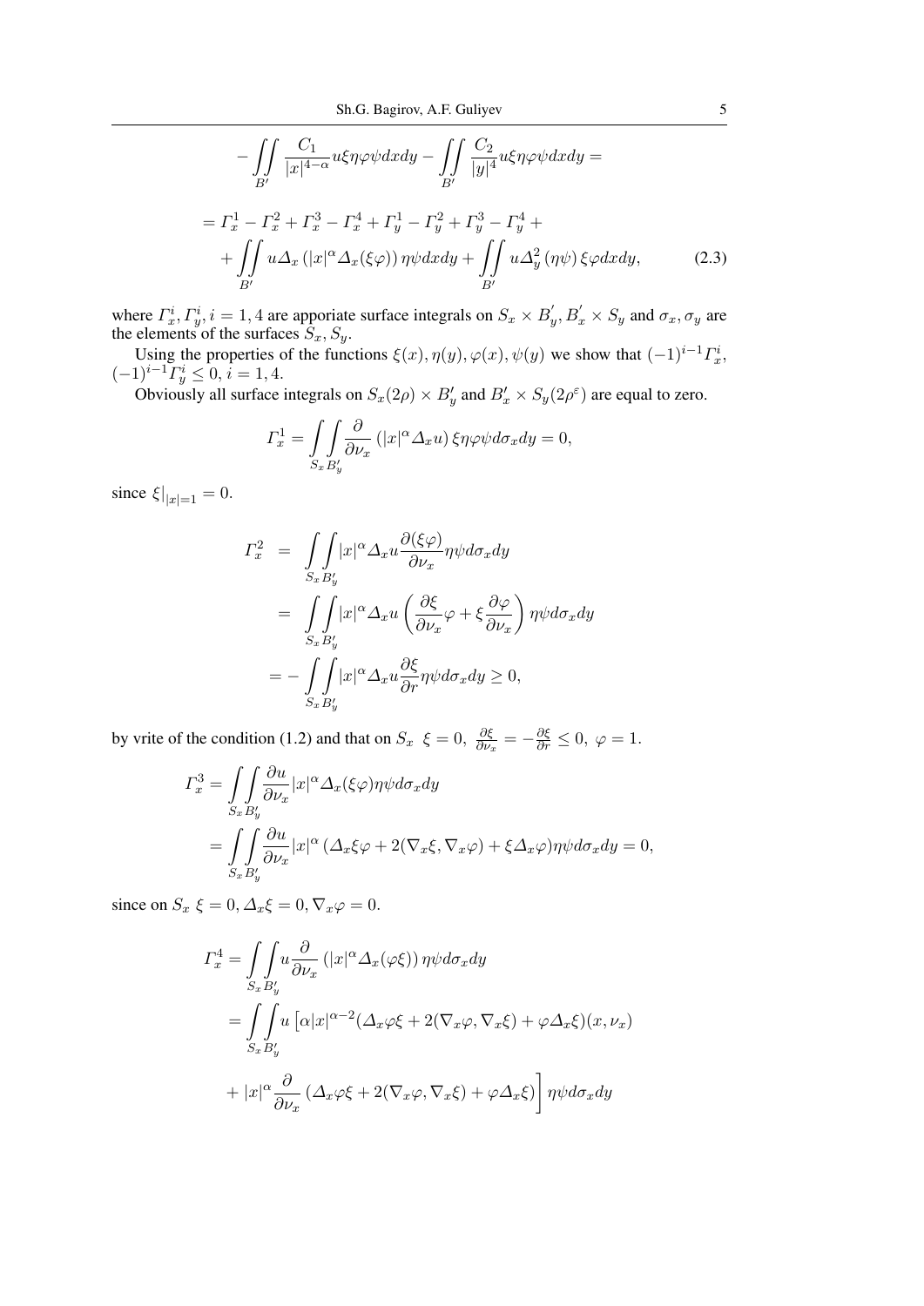$$
-\iint\limits_{B'} \frac{C_1}{|x|^{4-\alpha}} u\xi\eta\varphi\psi dxdy - \iint\limits_{B'} \frac{C_2}{|y|^4} u\xi\eta\varphi\psi dxdy =
$$

$$
= \Gamma_x^1 - \Gamma_x^2 + \Gamma_x^3 - \Gamma_x^4 + \Gamma_y^1 - \Gamma_y^2 + \Gamma_y^3 - \Gamma_y^4 +
$$

$$
+ \iint\limits_{B'} u\Delta_x \left(|x|^\alpha \Delta_x(\xi\varphi)\right)\eta\psi dxdy + \iint\limits_{B'} u\Delta_y^2\left(\eta\psi\right)\xi\varphi dxdy, \tag{2.3}
$$

where $\Gamma_x^i, \Gamma_y^i, i = 1,4$ are apporiate surface integrals on $S_x \times B_y^{'}, B_x^{'} \times S_y$ and $\sigma_x, \sigma_y$ are the elements of the surfaces $S_x, S_y$.

Using the properties of the functions $\xi(x), \eta(y), \varphi(x), \psi(y)$ we show that $(-1)^{i-1}\Gamma_x^i$, $(-1)^{i-1}\Gamma_y^i \leq 0$, $i = 1, 4$.

Obviously all surface integrals on $S_x(2\rho) \times B_y'$ and $B_x' \times S_y(2\rho^\varepsilon)$ are equal to zero.

$$
\Gamma_x^1 = \int\limits_{S_x}\int\limits_{B_y'} \frac{\partial}{\partial\nu_x}\left(|x|^\alpha \Delta_x u\right)\xi\eta\varphi\psi d\sigma_x dy = 0,
$$

since $\xi|_{|x|=1} = 0$.

$$
\begin{aligned}
\Gamma_x^2 &= \int\limits_{S_x}\int\limits_{B_y'} |x|^\alpha \Delta_x u \frac{\partial(\xi\varphi)}{\partial\nu_x}\eta\psi d\sigma_x dy \\
&= \int\limits_{S_x}\int\limits_{B_y'} |x|^\alpha \Delta_x u\left(\frac{\partial\xi}{\partial\nu_x}\varphi + \xi\frac{\partial\varphi}{\partial\nu_x}\right)\eta\psi d\sigma_x dy \\
&= -\int\limits_{S_x}\int\limits_{B_y'} |x|^\alpha \Delta_x u\frac{\partial\xi}{\partial r}\eta\psi d\sigma_x dy \geq 0,
\end{aligned}
$$

by vrite of the condition (1.2) and that on $S_x$ $\xi = 0,\ \frac{\partial\xi}{\partial\nu_x} = -\frac{\partial\xi}{\partial r} \leq 0,\ \varphi = 1$.

$$
\begin{aligned}
\Gamma_x^3 &= \int\limits_{S_x}\int\limits_{B_y'} \frac{\partial u}{\partial\nu_x}|x|^\alpha \Delta_x(\xi\varphi)\eta\psi d\sigma_x dy \\
&= \int\limits_{S_x}\int\limits_{B_y'} \frac{\partial u}{\partial\nu_x}|x|^\alpha\left(\Delta_x\xi\varphi + 2(\nabla_x\xi, \nabla_x\varphi) + \xi\Delta_x\varphi\right)\eta\psi d\sigma_x dy = 0,
\end{aligned}
$$

since on $S_x$ $\xi = 0, \Delta_x\xi = 0, \nabla_x\varphi = 0$.

$$
\begin{aligned}
\Gamma_x^4 &= \int\limits_{S_x}\int\limits_{B_y'} u\frac{\partial}{\partial\nu_x}\left(|x|^\alpha \Delta_x(\varphi\xi)\right)\eta\psi d\sigma_x dy \\
&= \int\limits_{S_x}\int\limits_{B_y'} u\Big[\alpha|x|^{\alpha-2}(\Delta_x\varphi\xi + 2(\nabla_x\varphi, \nabla_x\xi) + \varphi\Delta_x\xi)(x, \nu_x) \\
&\quad + |x|^\alpha\frac{\partial}{\partial\nu_x}\left(\Delta_x\varphi\xi + 2(\nabla_x\varphi, \nabla_x\xi) + \varphi\Delta_x\xi\right)\Big]\eta\psi d\sigma_x dy
\end{aligned}
$$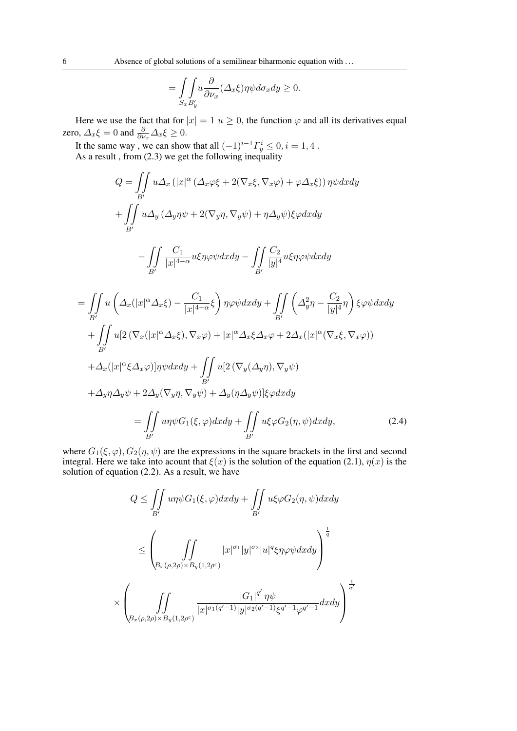$$= \int\limits_{S_x}\int\limits_{B'_y} u\frac{\partial}{\partial \nu_x}(\Delta_x \xi)\eta\psi d\sigma_x dy \geq 0.$$

Here we use the fact that for $|x| = 1$ $u \geq 0$, the function $\varphi$ and all its derivatives equal zero, $\Delta_x \xi = 0$ and $\frac{\partial}{\partial \nu_x}\Delta_x \xi \geq 0$.

It the same way , we can show that all $(-1)^{i-1}\Gamma_y^i \leq 0, i = 1, 4$ .

As a result , from (2.3) we get the following inequality

$$Q = \iint\limits_{B'} u\Delta_x \left(|x|^\alpha \left(\Delta_x \varphi \xi + 2(\nabla_x \xi, \nabla_x \varphi) + \varphi \Delta_x \xi\right)\right)\eta\psi dxdy$$

$$+ \iint\limits_{B'} u\Delta_y \left(\Delta_y \eta\psi + 2(\nabla_y \eta, \nabla_y \psi) + \eta\Delta_y \psi\right)\xi\varphi dxdy$$

$$- \iint\limits_{B'} \frac{C_1}{|x|^{4-\alpha}} u\xi\eta\varphi\psi dxdy - \iint\limits_{B'} \frac{C_2}{|y|^4} u\xi\eta\varphi\psi dxdy$$

$$= \iint\limits_{B'} u\left(\Delta_x(|x|^\alpha \Delta_x \xi) - \frac{C_1}{|x|^{4-\alpha}}\xi\right)\eta\varphi\psi dxdy + \iint\limits_{B'} \left(\Delta_y^2 \eta - \frac{C_2}{|y|^4}\eta\right)\xi\varphi\psi dxdy$$

$$+ \iint\limits_{B'} u[2\left(\nabla_x(|x|^\alpha \Delta_x \xi), \nabla_x \varphi\right) + |x|^\alpha \Delta_x \xi \Delta_x \varphi + 2\Delta_x(|x|^\alpha (\nabla_x \xi, \nabla_x \varphi))$$

$$+ \Delta_x(|x|^\alpha \xi \Delta_x \varphi)]\eta\psi dxdy + \iint\limits_{B'} u[2\left(\nabla_y(\Delta_y \eta), \nabla_y \psi\right)$$

$$+ \Delta_y \eta \Delta_y \psi + 2\Delta_y(\nabla_y \eta, \nabla_y \psi) + \Delta_y(\eta\Delta_y \psi)]\xi\varphi dxdy$$

$$= \iint\limits_{B'} u\eta\psi G_1(\xi, \varphi)dxdy + \iint\limits_{B'} u\xi\varphi G_2(\eta, \psi)dxdy, \tag{2.4}$$

where $G_1(\xi, \varphi), G_2(\eta, \psi)$ are the expressions in the square brackets in the first and second integral. Here we take into acount that $\xi(x)$ is the solution of the equation (2.1), $\eta(x)$ is the solution of equation (2.2). As a result, we have

$$Q \leq \iint\limits_{B'} u\eta\psi G_1(\xi, \varphi)dxdy + \iint\limits_{B'} u\xi\varphi G_2(\eta, \psi)dxdy$$

$$\leq \left(\iint\limits_{B_x(\rho, 2\rho)\times B_y(1, 2\rho^\varepsilon)} |x|^{\sigma_1}|y|^{\sigma_2}|u|^q \xi\eta\varphi\psi dxdy\right)^{\frac{1}{q}}$$

$$\times \left(\iint\limits_{B_x(\rho, 2\rho)\times B_y(1, 2\rho^\varepsilon)} \frac{|G_1|^{q'}\eta\psi}{|x|^{\sigma_1(q'-1)}|y|^{\sigma_2(q'-1)}\xi^{q'-1}\varphi^{q'-1}}dxdy\right)^{\frac{1}{q'}}$$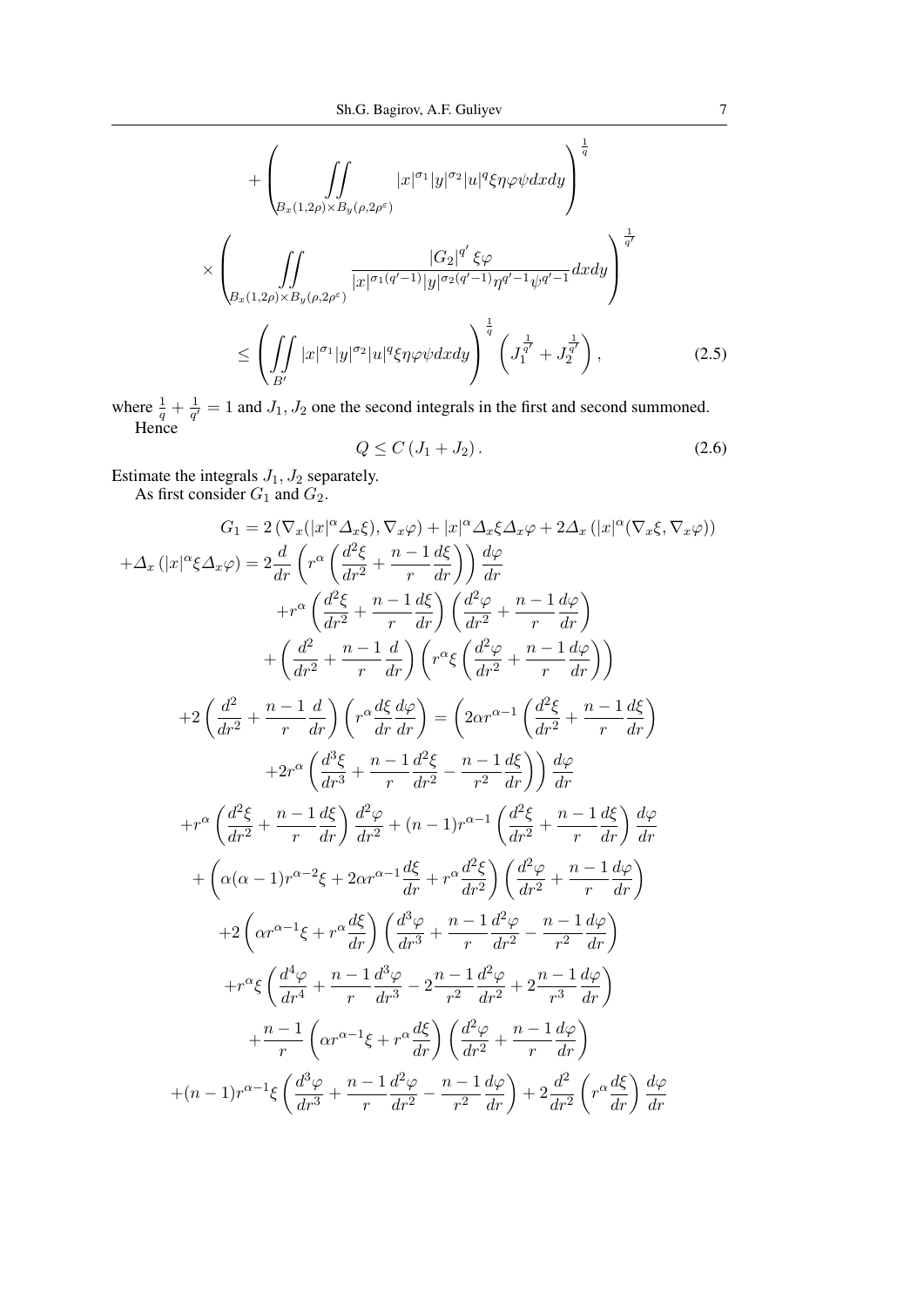$$
+\left(\iint\limits_{B_x(1,2\rho)\times B_y(\rho,2\rho^{\varepsilon})}|x|^{\sigma_1}|y|^{\sigma_2}|u|^q\xi\eta\varphi\psi dxdy\right)^{\frac{1}{q}}
$$

$$
\times\left(\iint\limits_{B_x(1,2\rho)\times B_y(\rho,2\rho^{\varepsilon})}\frac{|G_2|^{q'}\xi\varphi}{|x|^{\sigma_1(q'-1)}|y|^{\sigma_2(q'-1)}\eta^{q'-1}\psi^{q'-1}}dxdy\right)^{\frac{1}{q'}}
$$

$$
\leq\left(\iint\limits_{B'}|x|^{\sigma_1}|y|^{\sigma_2}|u|^q\xi\eta\varphi\psi dxdy\right)^{\frac{1}{q}}\left(J_1^{\frac{1}{q'}}+J_2^{\frac{1}{q'}}\right), \tag{2.5}
$$

where $\frac{1}{q}+\frac{1}{q'}=1$ and $J_1, J_2$ one the second integrals in the first and second summoned.
Hence

$$
Q\leq C\left(J_1+J_2\right). \tag{2.6}
$$

Estimate the integrals $J_1, J_2$ separately.
As first consider $G_1$ and $G_2$.

$$
G_1=2\left(\nabla_x(|x|^{\alpha}\Delta_x\xi),\nabla_x\varphi\right)+|x|^{\alpha}\Delta_x\xi\Delta_x\varphi+2\Delta_x\left(|x|^{\alpha}(\nabla_x\xi,\nabla_x\varphi)\right)
$$

$$
+\Delta_x\left(|x|^{\alpha}\xi\Delta_x\varphi\right)=2\frac{d}{dr}\left(r^{\alpha}\left(\frac{d^2\xi}{dr^2}+\frac{n-1}{r}\frac{d\xi}{dr}\right)\right)\frac{d\varphi}{dr}
$$

$$
+r^{\alpha}\left(\frac{d^2\xi}{dr^2}+\frac{n-1}{r}\frac{d\xi}{dr}\right)\left(\frac{d^2\varphi}{dr^2}+\frac{n-1}{r}\frac{d\varphi}{dr}\right)
$$

$$
+\left(\frac{d^2}{dr^2}+\frac{n-1}{r}\frac{d}{dr}\right)\left(r^{\alpha}\xi\left(\frac{d^2\varphi}{dr^2}+\frac{n-1}{r}\frac{d\varphi}{dr}\right)\right)
$$

$$
+2\left(\frac{d^2}{dr^2}+\frac{n-1}{r}\frac{d}{dr}\right)\left(r^{\alpha}\frac{d\xi}{dr}\frac{d\varphi}{dr}\right)=\left(2\alpha r^{\alpha-1}\left(\frac{d^2\xi}{dr^2}+\frac{n-1}{r}\frac{d\xi}{dr}\right)\right.
$$

$$
\left.+2r^{\alpha}\left(\frac{d^3\xi}{dr^3}+\frac{n-1}{r}\frac{d^2\xi}{dr^2}-\frac{n-1}{r^2}\frac{d\xi}{dr}\right)\right)\frac{d\varphi}{dr}
$$

$$
+r^{\alpha}\left(\frac{d^2\xi}{dr^2}+\frac{n-1}{r}\frac{d\xi}{dr}\right)\frac{d^2\varphi}{dr^2}+(n-1)r^{\alpha-1}\left(\frac{d^2\xi}{dr^2}+\frac{n-1}{r}\frac{d\xi}{dr}\right)\frac{d\varphi}{dr}
$$

$$
+\left(\alpha(\alpha-1)r^{\alpha-2}\xi+2\alpha r^{\alpha-1}\frac{d\xi}{dr}+r^{\alpha}\frac{d^2\xi}{dr^2}\right)\left(\frac{d^2\varphi}{dr^2}+\frac{n-1}{r}\frac{d\varphi}{dr}\right)
$$

$$
+2\left(\alpha r^{\alpha-1}\xi+r^{\alpha}\frac{d\xi}{dr}\right)\left(\frac{d^3\varphi}{dr^3}+\frac{n-1}{r}\frac{d^2\varphi}{dr^2}-\frac{n-1}{r^2}\frac{d\varphi}{dr}\right)
$$

$$
+r^{\alpha}\xi\left(\frac{d^4\varphi}{dr^4}+\frac{n-1}{r}\frac{d^3\varphi}{dr^3}-2\frac{n-1}{r^2}\frac{d^2\varphi}{dr^2}+2\frac{n-1}{r^3}\frac{d\varphi}{dr}\right)
$$

$$
+\frac{n-1}{r}\left(\alpha r^{\alpha-1}\xi+r^{\alpha}\frac{d\xi}{dr}\right)\left(\frac{d^2\varphi}{dr^2}+\frac{n-1}{r}\frac{d\varphi}{dr}\right)
$$

$$
+(n-1)r^{\alpha-1}\xi\left(\frac{d^3\varphi}{dr^3}+\frac{n-1}{r}\frac{d^2\varphi}{dr^2}-\frac{n-1}{r^2}\frac{d\varphi}{dr}\right)+2\frac{d^2}{dr^2}\left(r^{\alpha}\frac{d\xi}{dr}\right)\frac{d\varphi}{dr}
$$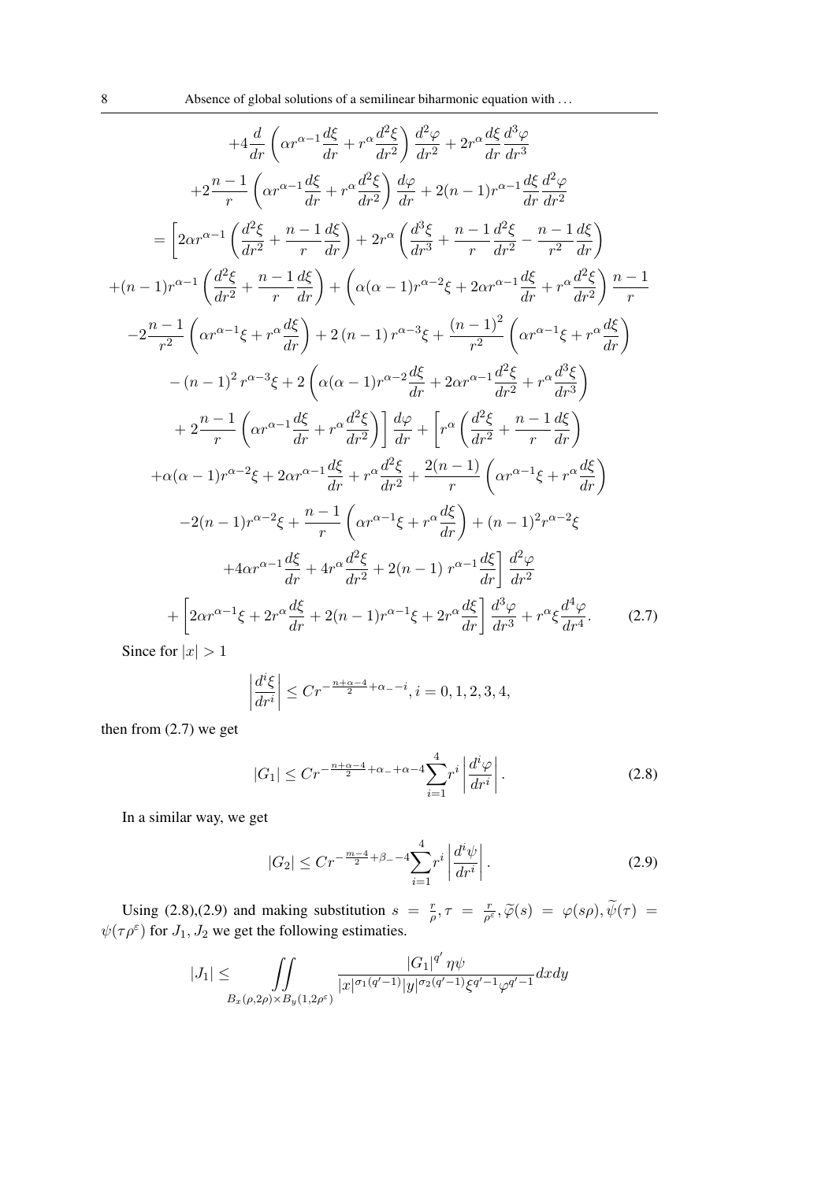$$
\begin{aligned}
&+4\frac{d}{dr}\left(\alpha r^{\alpha-1}\frac{d\xi}{dr}+r^{\alpha}\frac{d^2\xi}{dr^2}\right)\frac{d^2\varphi}{dr^2}+2r^{\alpha}\frac{d\xi}{dr}\frac{d^3\varphi}{dr^3}\\
&+2\frac{n-1}{r}\left(\alpha r^{\alpha-1}\frac{d\xi}{dr}+r^{\alpha}\frac{d^2\xi}{dr^2}\right)\frac{d\varphi}{dr}+2(n-1)r^{\alpha-1}\frac{d\xi}{dr}\frac{d^2\varphi}{dr^2}\\
&=\left[2\alpha r^{\alpha-1}\left(\frac{d^2\xi}{dr^2}+\frac{n-1}{r}\frac{d\xi}{dr}\right)+2r^{\alpha}\left(\frac{d^3\xi}{dr^3}+\frac{n-1}{r}\frac{d^2\xi}{dr^2}-\frac{n-1}{r^2}\frac{d\xi}{dr}\right)\right.\\
&+(n-1)r^{\alpha-1}\left(\frac{d^2\xi}{dr^2}+\frac{n-1}{r}\frac{d\xi}{dr}\right)+\left(\alpha(\alpha-1)r^{\alpha-2}\xi+2\alpha r^{\alpha-1}\frac{d\xi}{dr}+r^{\alpha}\frac{d^2\xi}{dr^2}\right)\frac{n-1}{r}\\
&-2\frac{n-1}{r^2}\left(\alpha r^{\alpha-1}\xi+r^{\alpha}\frac{d\xi}{dr}\right)+2\left(n-1\right)r^{\alpha-3}\xi+\frac{\left(n-1\right)^2}{r^2}\left(\alpha r^{\alpha-1}\xi+r^{\alpha}\frac{d\xi}{dr}\right)\\
&-\left(n-1\right)^2r^{\alpha-3}\xi+2\left(\alpha(\alpha-1)r^{\alpha-2}\frac{d\xi}{dr}+2\alpha r^{\alpha-1}\frac{d^2\xi}{dr^2}+r^{\alpha}\frac{d^3\xi}{dr^3}\right)\\
&\left.+2\frac{n-1}{r}\left(\alpha r^{\alpha-1}\frac{d\xi}{dr}+r^{\alpha}\frac{d^2\xi}{dr^2}\right)\right]\frac{d\varphi}{dr}+\left[r^{\alpha}\left(\frac{d^2\xi}{dr^2}+\frac{n-1}{r}\frac{d\xi}{dr}\right)\right.\\
&+\alpha(\alpha-1)r^{\alpha-2}\xi+2\alpha r^{\alpha-1}\frac{d\xi}{dr}+r^{\alpha}\frac{d^2\xi}{dr^2}+\frac{2(n-1)}{r}\left(\alpha r^{\alpha-1}\xi+r^{\alpha}\frac{d\xi}{dr}\right)\\
&-2(n-1)r^{\alpha-2}\xi+\frac{n-1}{r}\left(\alpha r^{\alpha-1}\xi+r^{\alpha}\frac{d\xi}{dr}\right)+(n-1)^2r^{\alpha-2}\xi\\
&\left.+4\alpha r^{\alpha-1}\frac{d\xi}{dr}+4r^{\alpha}\frac{d^2\xi}{dr^2}+2(n-1)\,r^{\alpha-1}\frac{d\xi}{dr}\right]\frac{d^2\varphi}{dr^2}\\
&+\left[2\alpha r^{\alpha-1}\xi+2r^{\alpha}\frac{d\xi}{dr}+2(n-1)r^{\alpha-1}\xi+2r^{\alpha}\frac{d\xi}{dr}\right]\frac{d^3\varphi}{dr^3}+r^{\alpha}\xi\frac{d^4\varphi}{dr^4}. \qquad (2.7)
\end{aligned}
$$

Since for $|x|>1$

$$
\left|\frac{d^i\xi}{dr^i}\right|\leq Cr^{-\frac{n+\alpha-4}{2}+\alpha_{-}-i}, i=0,1,2,3,4,
$$

then from (2.7) we get

$$
|G_1|\leq Cr^{-\frac{n+\alpha-4}{2}+\alpha_{-}+\alpha-4}\sum_{i=1}^{4}r^i\left|\frac{d^i\varphi}{dr^i}\right|. \qquad (2.8)
$$

In a similar way, we get

$$
|G_2|\leq Cr^{-\frac{m-4}{2}+\beta_{-}-4}\sum_{i=1}^{4}r^i\left|\frac{d^i\psi}{dr^i}\right|. \qquad (2.9)
$$

Using (2.8),(2.9) and making substitution $s=\frac{r}{\rho},\tau=\frac{r}{\rho^{\varepsilon}},\widetilde{\varphi}(s)=\varphi(s\rho),\widetilde{\psi}(\tau)=\psi(\tau\rho^{\varepsilon})$ for $J_1,J_2$ we get the following estimaties.

$$
|J_1|\leq\iint\limits_{B_x(\rho,2\rho)\times B_y(1,2\rho^{\varepsilon})}\frac{|G_1|^{q'}\eta\psi}{|x|^{\sigma_1(q'-1)}|y|^{\sigma_2(q'-1)}\xi^{q'-1}\varphi^{q'-1}}dxdy
$$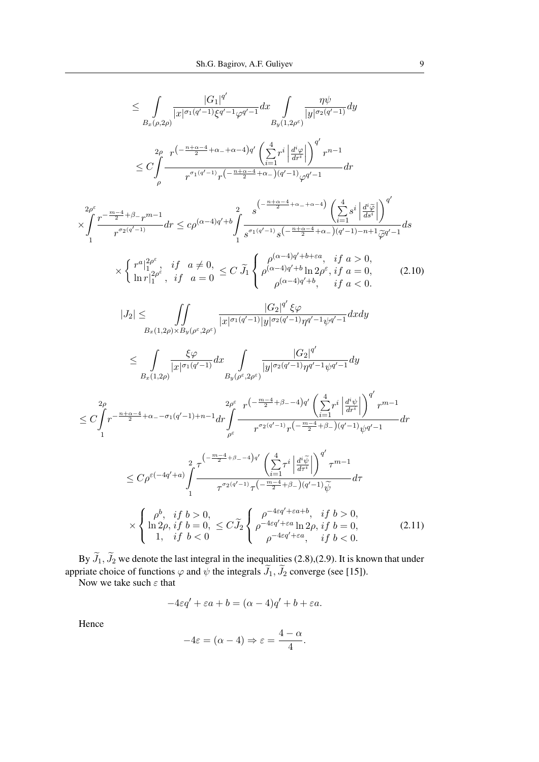$$\leq \int\limits_{B_x(\rho,2\rho)} \frac{|G_1|^{q'}}{|x|^{\sigma_1(q'-1)}\xi^{q'-1}\varphi^{q'-1}}dx \int\limits_{B_y(1,2\rho^\varepsilon)} \frac{\eta\psi}{|y|^{\sigma_2(q'-1)}}dy$$

$$\leq C\int\limits_{\rho}^{2\rho} \frac{r^{\left(-\frac{n+\alpha-4}{2}+\alpha_- +\alpha-4\right)q'}\left(\sum\limits_{i=1}^{4} r^i\left|\frac{d^i\varphi}{dr^i}\right|\right)^{q'} r^{n-1}}{r^{\sigma_1(q'-1)}r^{\left(-\frac{n+\alpha-4}{2}+\alpha_-\right)(q'-1)}\varphi^{q'-1}}dr$$

$$\times\int\limits_{1}^{2\rho^\varepsilon} \frac{r^{-\frac{m-4}{2}+\beta_-}r^{m-1}}{r^{\sigma_2(q'-1)}}dr \leq c\rho^{(\alpha-4)q'+b}\int\limits_{1}^{2} \frac{s^{\left(-\frac{n+\alpha-4}{2}+\alpha_- +\alpha-4\right)}\left(\sum\limits_{i=1}^{4} s^i\left|\frac{d^i\widetilde{\varphi}}{ds^i}\right|\right)^{q'}}{s^{\sigma_1(q'-1)}s^{\left(-\frac{n+\alpha-4}{2}+\alpha_-\right)(q'-1)-n+1}\widetilde{\varphi}^{q'-1}}ds$$

$$\times\left\{\begin{array}{ll} r^a\big|_1^{2\rho^\varepsilon}, & if \quad a\neq 0,\\ \ln r\big|_1^{2\rho^\varepsilon}, & if \quad a=0 \end{array}\right. \leq C\,\widetilde{J}_1\left\{\begin{array}{ll} \rho^{(\alpha-4)q'+b+\varepsilon a}, & if \ a>0,\\ \rho^{(\alpha-4)q'+b}\ln 2\rho^\varepsilon, & if \ a=0,\\ \rho^{(\alpha-4)q'+b}, & if \ a<0. \end{array}\right. \tag{2.10}$$

$$|J_2| \leq \iint\limits_{B_x(1,2\rho)\times B_y(\rho^\varepsilon,2\rho^\varepsilon)} \frac{|G_2|^{q'}\xi\varphi}{|x|^{\sigma_1(q'-1)}|y|^{\sigma_2(q'-1)}\eta^{q'-1}\psi^{q'-1}}dxdy$$

$$\leq \int\limits_{B_x(1,2\rho)} \frac{\xi\varphi}{|x|^{\sigma_1(q'-1)}}dx \int\limits_{B_y(\rho^\varepsilon,2\rho^\varepsilon)} \frac{|G_2|^{q'}}{|y|^{\sigma_2(q'-1)}\eta^{q'-1}\psi^{q'-1}}dy$$

$$\leq C\int\limits_{1}^{2\rho} r^{-\frac{n+\alpha-4}{2}+\alpha_- -\sigma_1(q'-1)+n-1}dr\int\limits_{\rho^\varepsilon}^{2\rho^\varepsilon} \frac{r^{\left(-\frac{m-4}{2}+\beta_- -4\right)q'}\left(\sum\limits_{i=1}^{4} r^i\left|\frac{d^i\psi}{dr^i}\right|\right)^{q'} r^{m-1}}{r^{\sigma_2(q'-1)}r^{\left(-\frac{m-4}{2}+\beta_-\right)(q'-1)}\psi^{q'-1}}dr$$

$$\leq C\rho^{\varepsilon(-4q'+a)}\int\limits_{1}^{2} \frac{\tau^{\left(-\frac{m-4}{2}+\beta_- -4\right)q'}\left(\sum\limits_{i=1}^{4} \tau^i\left|\frac{d^i\widetilde{\psi}}{d\tau^i}\right|\right)^{q'} \tau^{m-1}}{\tau^{\sigma_2(q'-1)}\tau^{\left(-\frac{m-4}{2}+\beta_-\right)(q'-1)}\widetilde{\psi}}d\tau$$

$$\times\left\{\begin{array}{ll} \rho^b, & if \ b>0,\\ \ln 2\rho, & if \ b=0,\\ 1, & if \ b<0 \end{array}\right. \leq C\widetilde{J}_2\left\{\begin{array}{ll} \rho^{-4\varepsilon q'+\varepsilon a+b}, & if \ b>0,\\ \rho^{-4\varepsilon q'+\varepsilon a}\ln 2\rho, & if \ b=0,\\ \rho^{-4\varepsilon q'+\varepsilon a}, & if \ b<0. \end{array}\right. \tag{2.11}$$

By $\widetilde{J}_1, \widetilde{J}_2$ we denote the last integral in the inequalities (2.8),(2.9). It is known that under appriate choice of functions $\varphi$ and $\psi$ the integrals $\widetilde{J}_1, \widetilde{J}_2$ converge (see [15]).

Now we take such $\varepsilon$ that

$$-4\varepsilon q'+\varepsilon a+b=(\alpha-4)q'+b+\varepsilon a.$$

Hence

$$-4\varepsilon=(\alpha-4)\Rightarrow\varepsilon=\frac{4-\alpha}{4}.$$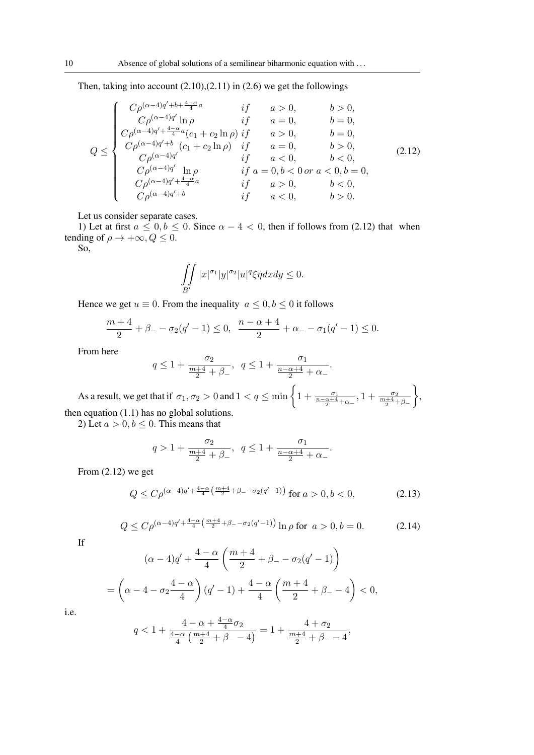Then, taking into account (2.10),(2.11) in (2.6) we get the followings

$$
Q \leq \begin{cases} C\rho^{(\alpha-4)q'+b+\frac{4-\alpha}{4}a} & if \quad a>0, \quad b>0, \\ C\rho^{(\alpha-4)q'}\ln\rho & if \quad a=0, \quad b=0, \\ C\rho^{(\alpha-4)q'+\frac{4-\alpha}{4}a}(c_1+c_2\ln\rho) & if \quad a>0, \quad b=0, \\ C\rho^{(\alpha-4)q'+b}\,(c_1+c_2\ln\rho) & if \quad a=0, \quad b>0, \\ C\rho^{(\alpha-4)q'} & if \quad a<0, \quad b<0, \\ C\rho^{(\alpha-4)q'}\ \ln\rho & if\ a=0, b<0\ or\ a<0, b=0, \\ C\rho^{(\alpha-4)q'+\frac{4-\alpha}{4}a} & if \quad a>0, \quad b<0, \\ C\rho^{(\alpha-4)q'+b} & if \quad a<0, \quad b>0. \end{cases} \tag{2.12}
$$

Let us consider separate cases.

1) Let at first $a \leq 0, b \leq 0$. Since $\alpha - 4 < 0$, then if follows from (2.12) that when tending of $\rho \to +\infty, Q \leq 0$.

So,

$$
\iint\limits_{B'} |x|^{\sigma_1}|y|^{\sigma_2}|u|^q \xi\eta dxdy \leq 0.
$$

Hence we get $u \equiv 0$. From the inequality $a \leq 0, b \leq 0$ it follows

$$
\frac{m+4}{2} + \beta_- - \sigma_2(q'-1) \leq 0, \quad \frac{n-\alpha+4}{2} + \alpha_- - \sigma_1(q'-1) \leq 0.
$$

From here

$$
q \leq 1 + \frac{\sigma_2}{\frac{m+4}{2}+\beta_-}, \quad q \leq 1 + \frac{\sigma_1}{\frac{n-\alpha+4}{2}+\alpha_-}.
$$

As a result, we get that if $\sigma_1, \sigma_2 > 0$ and $1 < q \leq \min\left\{1 + \frac{\sigma_1}{\frac{n-\alpha+4}{2}+\alpha_-}, 1 + \frac{\sigma_2}{\frac{m+4}{2}+\beta_-}\right\}$, then equation (1.1) has no global solutions.

2) Let $a > 0, b \leq 0$. This means that

$$
q > 1 + \frac{\sigma_2}{\frac{m+4}{2}+\beta_-}, \quad q \leq 1 + \frac{\sigma_1}{\frac{n-\alpha+4}{2}+\alpha_-}.
$$

From (2.12) we get

$$
Q \leq C\rho^{(\alpha-4)q'+\frac{4-\alpha}{4}\left(\frac{m+4}{2}+\beta_--\sigma_2(q'-1)\right)} \text{ for } a>0, b<0, \tag{2.13}
$$

$$
Q \leq C\rho^{(\alpha-4)q'+\frac{4-\alpha}{4}\left(\frac{m+4}{2}+\beta_--\sigma_2(q'-1)\right)}\ln\rho \text{ for } a>0, b=0. \tag{2.14}
$$

If

$$
(\alpha-4)q' + \frac{4-\alpha}{4}\left(\frac{m+4}{2}+\beta_- - \sigma_2(q'-1)\right)
$$

$$
= \left(\alpha - 4 - \sigma_2\frac{4-\alpha}{4}\right)(q'-1) + \frac{4-\alpha}{4}\left(\frac{m+4}{2}+\beta_- - 4\right) < 0,
$$

i.e.

$$
q < 1 + \frac{4-\alpha+\frac{4-\alpha}{4}\sigma_2}{\frac{4-\alpha}{4}\left(\frac{m+4}{2}+\beta_- - 4\right)} = 1 + \frac{4+\sigma_2}{\frac{m+4}{2}+\beta_- - 4},
$$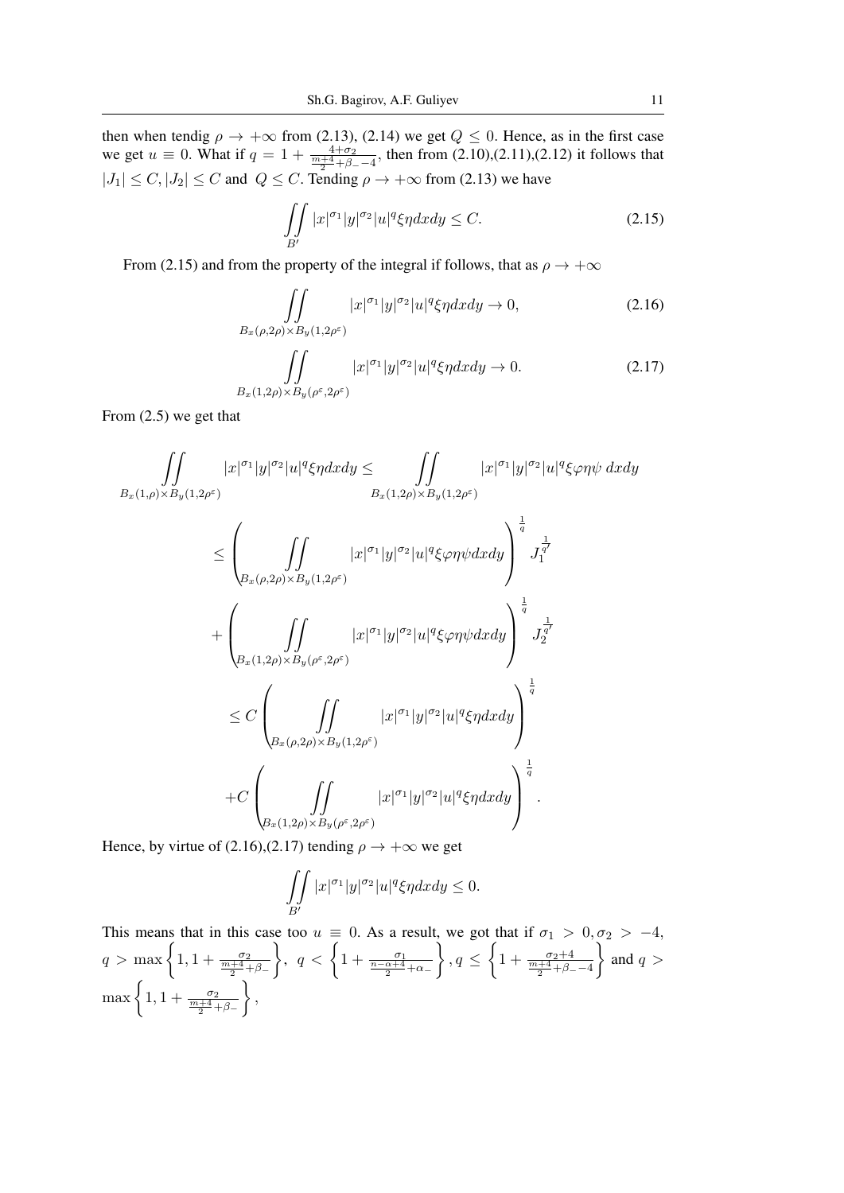then when tendig $\rho \to +\infty$ from (2.13), (2.14) we get $Q \leq 0$. Hence, as in the first case we get $u \equiv 0$. What if $q = 1 + \frac{4+\sigma_2}{\frac{m+4}{2}+\beta_- - 4}$, then from (2.10),(2.11),(2.12) it follows that $|J_1| \leq C, |J_2| \leq C$ and $Q \leq C$. Tending $\rho \to +\infty$ from (2.13) we have

$$\iint\limits_{B'} |x|^{\sigma_1}|y|^{\sigma_2}|u|^q \xi\eta dxdy \leq C. \tag{2.15}$$

From (2.15) and from the property of the integral if follows, that as $\rho \to +\infty$

$$\iint\limits_{B_x(\rho,2\rho)\times B_y(1,2\rho^\varepsilon)} |x|^{\sigma_1}|y|^{\sigma_2}|u|^q \xi\eta dxdy \to 0, \tag{2.16}$$

$$\iint\limits_{B_x(1,2\rho)\times B_y(\rho^\varepsilon,2\rho^\varepsilon)} |x|^{\sigma_1}|y|^{\sigma_2}|u|^q \xi\eta dxdy \to 0. \tag{2.17}$$

From (2.5) we get that

$$\iint\limits_{B_x(1,\rho)\times B_y(1,2\rho^\varepsilon)} |x|^{\sigma_1}|y|^{\sigma_2}|u|^q \xi\eta dxdy \leq \iint\limits_{B_x(1,2\rho)\times B_y(1,2\rho^\varepsilon)} |x|^{\sigma_1}|y|^{\sigma_2}|u|^q \xi\varphi\eta\psi\, dxdy$$

$$\leq \left( \iint\limits_{B_x(\rho,2\rho)\times B_y(1,2\rho^\varepsilon)} |x|^{\sigma_1}|y|^{\sigma_2}|u|^q \xi\varphi\eta\psi dxdy \right)^{\frac{1}{q}} J_1^{\frac{1}{q'}}$$

$$+ \left( \iint\limits_{B_x(1,2\rho)\times B_y(\rho^\varepsilon,2\rho^\varepsilon)} |x|^{\sigma_1}|y|^{\sigma_2}|u|^q \xi\varphi\eta\psi dxdy \right)^{\frac{1}{q}} J_2^{\frac{1}{q'}}$$

$$\leq C \left( \iint\limits_{B_x(\rho,2\rho)\times B_y(1,2\rho^\varepsilon)} |x|^{\sigma_1}|y|^{\sigma_2}|u|^q \xi\eta dxdy \right)^{\frac{1}{q}}$$

$$+ C \left( \iint\limits_{B_x(1,2\rho)\times B_y(\rho^\varepsilon,2\rho^\varepsilon)} |x|^{\sigma_1}|y|^{\sigma_2}|u|^q \xi\eta dxdy \right)^{\frac{1}{q}}.$$

Hence, by virtue of (2.16),(2.17) tending $\rho \to +\infty$ we get

$$\iint\limits_{B'} |x|^{\sigma_1}|y|^{\sigma_2}|u|^q \xi\eta dxdy \leq 0.$$

This means that in this case too $u \equiv 0$. As a result, we got that if $\sigma_1 > 0, \sigma_2 > -4$, $q > \max\left\{1, 1 + \frac{\sigma_2}{\frac{m+4}{2}+\beta_-}\right\}$, $q < \left\{1 + \frac{\sigma_1}{\frac{n-\alpha+4}{2}+\alpha_-}\right\}$, $q \leq \left\{1 + \frac{\sigma_2+4}{\frac{m+4}{2}+\beta_- - 4}\right\}$ and $q > \max\left\{1, 1 + \frac{\sigma_2}{\frac{m+4}{2}+\beta_-}\right\}$,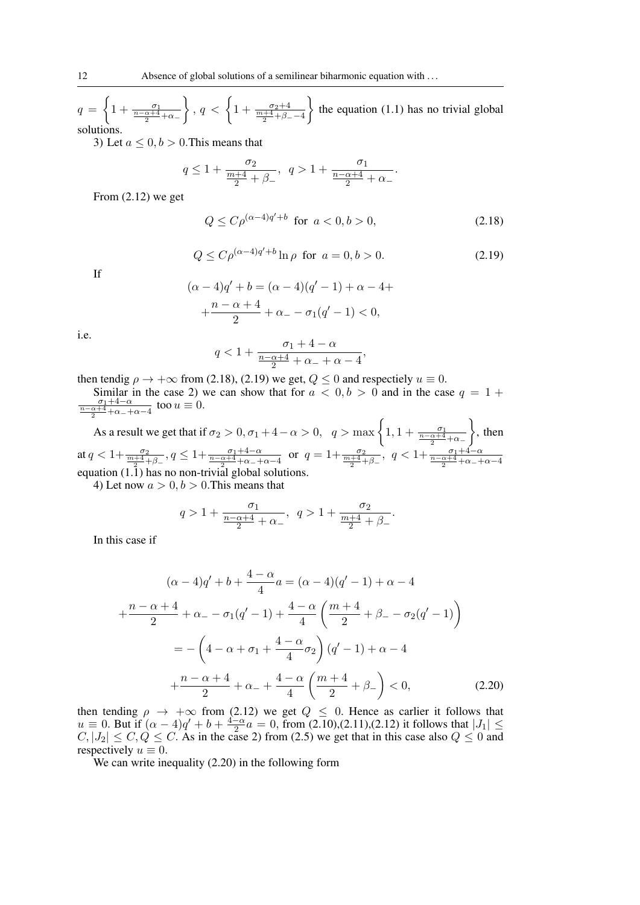$q = \left\{1 + \frac{\sigma_1}{\frac{n-\alpha+4}{2}+\alpha_-}\right\}$, $q < \left\{1 + \frac{\sigma_2+4}{\frac{m+4}{2}+\beta_- - 4}\right\}$ the equation (1.1) has no trivial global solutions.

3) Let $a \le 0, b > 0$.This means that

$$q \le 1 + \frac{\sigma_2}{\frac{m+4}{2}+\beta_-}, \;\; q > 1 + \frac{\sigma_1}{\frac{n-\alpha+4}{2}+\alpha_-}.$$

From (2.12) we get

$$Q \le C\rho^{(\alpha-4)q'+b} \;\text{ for }\; a < 0, b > 0, \tag{2.18}$$

$$Q \le C\rho^{(\alpha-4)q'+b}\ln\rho \;\text{ for }\; a = 0, b > 0. \tag{2.19}$$

If

$$(\alpha-4)q' + b = (\alpha-4)(q'-1) + \alpha - 4 +$$
$$+\frac{n-\alpha+4}{2} + \alpha_- - \sigma_1(q'-1) < 0,$$

i.e.

$$q < 1 + \frac{\sigma_1 + 4 - \alpha}{\frac{n-\alpha+4}{2}+\alpha_- + \alpha - 4},$$

then tendig $\rho \to +\infty$ from (2.18), (2.19) we get, $Q \le 0$ and respectiely $u \equiv 0$.

Similar in the case 2) we can show that for $a < 0, b > 0$ and in the case $q = 1 + \frac{\sigma_1+4-\alpha}{\frac{n-\alpha+4}{2}+\alpha_-+\alpha-4}$ too $u \equiv 0$.

As a result we get that if $\sigma_2 > 0, \sigma_1 + 4 - \alpha > 0,\;\; q > \max\left\{1, 1 + \frac{\sigma_1}{\frac{n-\alpha+4}{2}+\alpha_-}\right\}$, then at $q < 1 + \frac{\sigma_2}{\frac{m+4}{2}+\beta_-}, q \le 1 + \frac{\sigma_1+4-\alpha}{\frac{n-\alpha+4}{2}+\alpha_-+\alpha-4}$ or $q = 1 + \frac{\sigma_2}{\frac{m+4}{2}+\beta_-},\;\; q < 1 + \frac{\sigma_1+4-\alpha}{\frac{n-\alpha+4}{2}+\alpha_-+\alpha-4}$ equation (1.1) has no non-trivial global solutions.

4) Let now $a > 0, b > 0$.This means that

$$q > 1 + \frac{\sigma_1}{\frac{n-\alpha+4}{2}+\alpha_-}, \;\; q > 1 + \frac{\sigma_2}{\frac{m+4}{2}+\beta_-}.$$

In this case if

$$(\alpha-4)q' + b + \frac{4-\alpha}{4}a = (\alpha-4)(q'-1) + \alpha - 4$$
$$+\frac{n-\alpha+4}{2} + \alpha_- - \sigma_1(q'-1) + \frac{4-\alpha}{4}\left(\frac{m+4}{2} + \beta_- - \sigma_2(q'-1)\right)$$
$$= -\left(4 - \alpha + \sigma_1 + \frac{4-\alpha}{4}\sigma_2\right)(q'-1) + \alpha - 4$$
$$+\frac{n-\alpha+4}{2} + \alpha_- + \frac{4-\alpha}{4}\left(\frac{m+4}{2} + \beta_-\right) < 0, \tag{2.20}$$

then tending $\rho \to +\infty$ from (2.12) we get $Q \le 0$. Hence as carlier it follows that $u \equiv 0$. But if $(\alpha-4)q' + b + \frac{4-\alpha}{2}a = 0$, from (2.10),(2.11),(2.12) it follows that $|J_1| \le C, |J_2| \le C, Q \le C$. As in the case 2) from (2.5) we get that in this case also $Q \le 0$ and respectively $u \equiv 0$.

We can write inequality (2.20) in the following form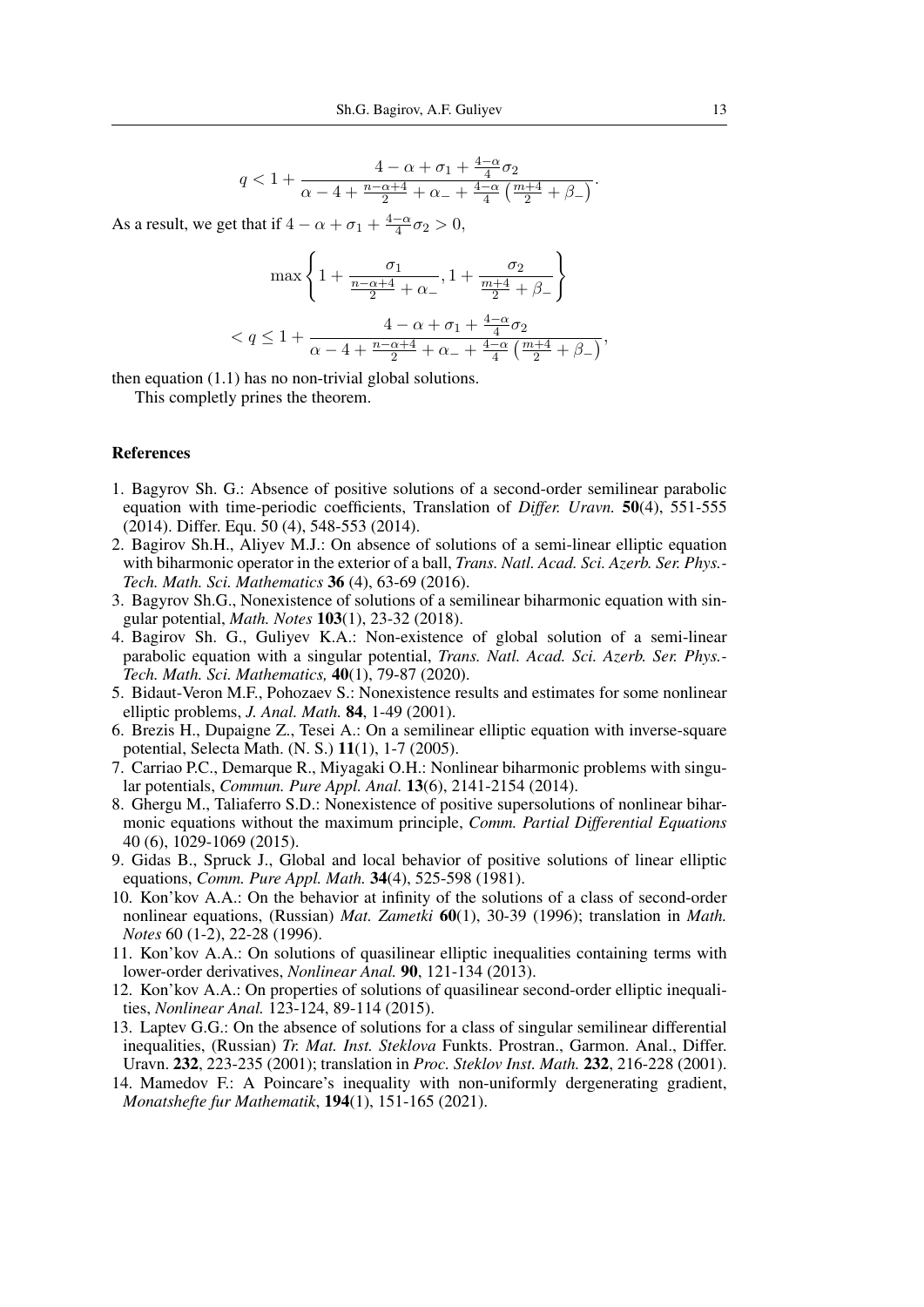$$q < 1 + \frac{4 - \alpha + \sigma_1 + \frac{4-\alpha}{4}\sigma_2}{\alpha - 4 + \frac{n-\alpha+4}{2} + \alpha_- + \frac{4-\alpha}{4}\left(\frac{m+4}{2} + \beta_-\right)}.$$

As a result, we get that if $4 - \alpha + \sigma_1 + \frac{4-\alpha}{4}\sigma_2 > 0$,

$$\max\left\{1 + \frac{\sigma_1}{\frac{n-\alpha+4}{2} + \alpha_-}, 1 + \frac{\sigma_2}{\frac{m+4}{2} + \beta_-}\right\}$$

$$< q \leq 1 + \frac{4 - \alpha + \sigma_1 + \frac{4-\alpha}{4}\sigma_2}{\alpha - 4 + \frac{n-\alpha+4}{2} + \alpha_- + \frac{4-\alpha}{4}\left(\frac{m+4}{2} + \beta_-\right)},$$

then equation (1.1) has no non-trivial global solutions.

This completly prines the theorem.

## References

1. Bagyrov Sh. G.: Absence of positive solutions of a second-order semilinear parabolic equation with time-periodic coefficients, Translation of *Differ. Uravn.* **50**(4), 551-555 (2014). Differ. Equ. 50 (4), 548-553 (2014).
2. Bagirov Sh.H., Aliyev M.J.: On absence of solutions of a semi-linear elliptic equation with biharmonic operator in the exterior of a ball, *Trans. Natl. Acad. Sci. Azerb. Ser. Phys.-Tech. Math. Sci. Mathematics* **36** (4), 63-69 (2016).
3. Bagyrov Sh.G., Nonexistence of solutions of a semilinear biharmonic equation with singular potential, *Math. Notes* **103**(1), 23-32 (2018).
4. Bagirov Sh. G., Guliyev K.A.: Non-existence of global solution of a semi-linear parabolic equation with a singular potential, *Trans. Natl. Acad. Sci. Azerb. Ser. Phys.-Tech. Math. Sci. Mathematics,* **40**(1), 79-87 (2020).
5. Bidaut-Veron M.F., Pohozaev S.: Nonexistence results and estimates for some nonlinear elliptic problems, *J. Anal. Math.* **84**, 1-49 (2001).
6. Brezis H., Dupaigne Z., Tesei A.: On a semilinear elliptic equation with inverse-square potential, Selecta Math. (N. S.) **11**(1), 1-7 (2005).
7. Carriao P.C., Demarque R., Miyagaki O.H.: Nonlinear biharmonic problems with singular potentials, *Commun. Pure Appl. Anal.* **13**(6), 2141-2154 (2014).
8. Ghergu M., Taliaferro S.D.: Nonexistence of positive supersolutions of nonlinear biharmonic equations without the maximum principle, *Comm. Partial Differential Equations* 40 (6), 1029-1069 (2015).
9. Gidas B., Spruck J., Global and local behavior of positive solutions of linear elliptic equations, *Comm. Pure Appl. Math.* **34**(4), 525-598 (1981).
10. Kon'kov A.A.: On the behavior at infinity of the solutions of a class of second-order nonlinear equations, (Russian) *Mat. Zametki* **60**(1), 30-39 (1996); translation in *Math. Notes* 60 (1-2), 22-28 (1996).
11. Kon'kov A.A.: On solutions of quasilinear elliptic inequalities containing terms with lower-order derivatives, *Nonlinear Anal.* **90**, 121-134 (2013).
12. Kon'kov A.A.: On properties of solutions of quasilinear second-order elliptic inequalities, *Nonlinear Anal.* 123-124, 89-114 (2015).
13. Laptev G.G.: On the absence of solutions for a class of singular semilinear differential inequalities, (Russian) *Tr. Mat. Inst. Steklova* Funkts. Prostran., Garmon. Anal., Differ. Uravn. **232**, 223-235 (2001); translation in *Proc. Steklov Inst. Math.* **232**, 216-228 (2001).
14. Mamedov F.: A Poincare's inequality with non-uniformly dergenerating gradient, *Monatshefte fur Mathematik*, **194**(1), 151-165 (2021).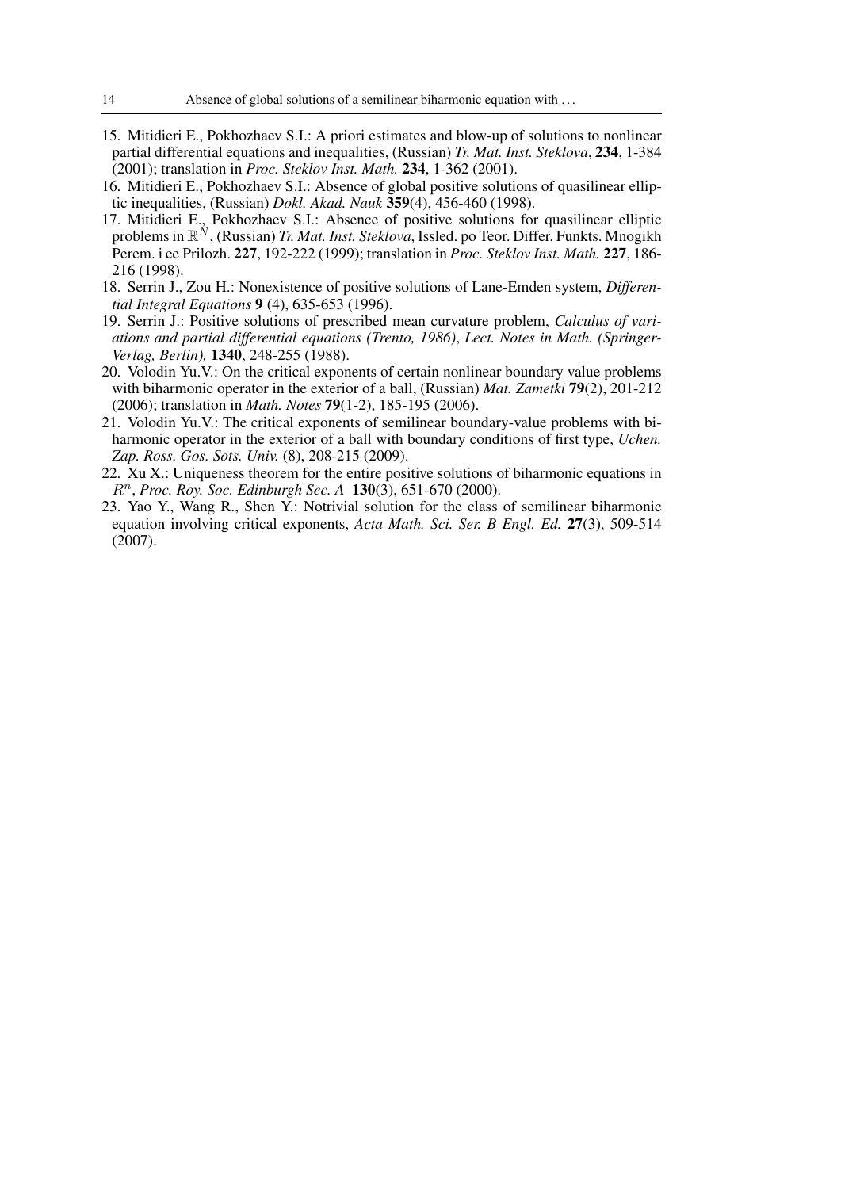15. Mitidieri E., Pokhozhaev S.I.: A priori estimates and blow-up of solutions to nonlinear partial differential equations and inequalities, (Russian) *Tr. Mat. Inst. Steklova*, **234**, 1-384 (2001); translation in *Proc. Steklov Inst. Math.* **234**, 1-362 (2001).
16. Mitidieri E., Pokhozhaev S.I.: Absence of global positive solutions of quasilinear elliptic inequalities, (Russian) *Dokl. Akad. Nauk* **359**(4), 456-460 (1998).
17. Mitidieri E., Pokhozhaev S.I.: Absence of positive solutions for quasilinear elliptic problems in $\mathbb{R}^N$, (Russian) *Tr. Mat. Inst. Steklova*, Issled. po Teor. Differ. Funkts. Mnogikh Perem. i ee Prilozh. **227**, 192-222 (1999); translation in *Proc. Steklov Inst. Math.* **227**, 186-216 (1998).
18. Serrin J., Zou H.: Nonexistence of positive solutions of Lane-Emden system, *Differential Integral Equations* **9** (4), 635-653 (1996).
19. Serrin J.: Positive solutions of prescribed mean curvature problem, *Calculus of variations and partial differential equations (Trento, 1986)*, *Lect. Notes in Math. (Springer-Verlag, Berlin),* **1340**, 248-255 (1988).
20. Volodin Yu.V.: On the critical exponents of certain nonlinear boundary value problems with biharmonic operator in the exterior of a ball, (Russian) *Mat. Zametki* **79**(2), 201-212 (2006); translation in *Math. Notes* **79**(1-2), 185-195 (2006).
21. Volodin Yu.V.: The critical exponents of semilinear boundary-value problems with biharmonic operator in the exterior of a ball with boundary conditions of first type, *Uchen. Zap. Ross. Gos. Sots. Univ.* (8), 208-215 (2009).
22. Xu X.: Uniqueness theorem for the entire positive solutions of biharmonic equations in $R^n$, *Proc. Roy. Soc. Edinburgh Sec. A* **130**(3), 651-670 (2000).
23. Yao Y., Wang R., Shen Y.: Notrivial solution for the class of semilinear biharmonic equation involving critical exponents, *Acta Math. Sci. Ser. B Engl. Ed.* **27**(3), 509-514 (2007).